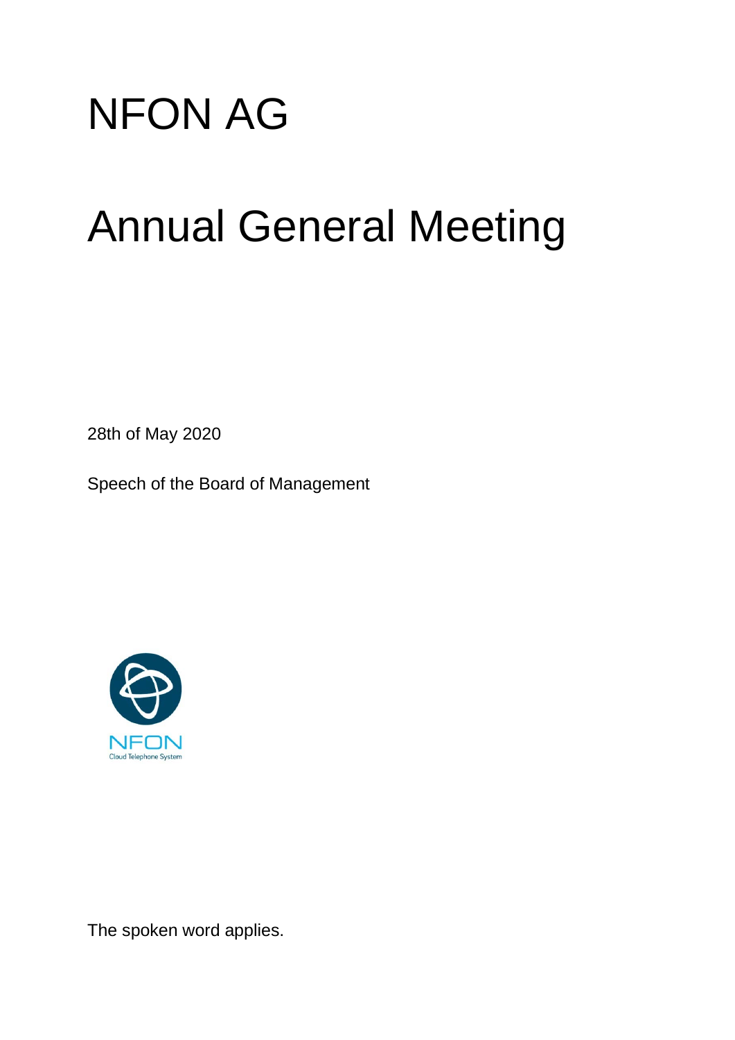# NFON AG

# Annual General Meeting

28th of May 2020

Speech of the Board of Management

NFON
Cloud Telephone System

The spoken word applies.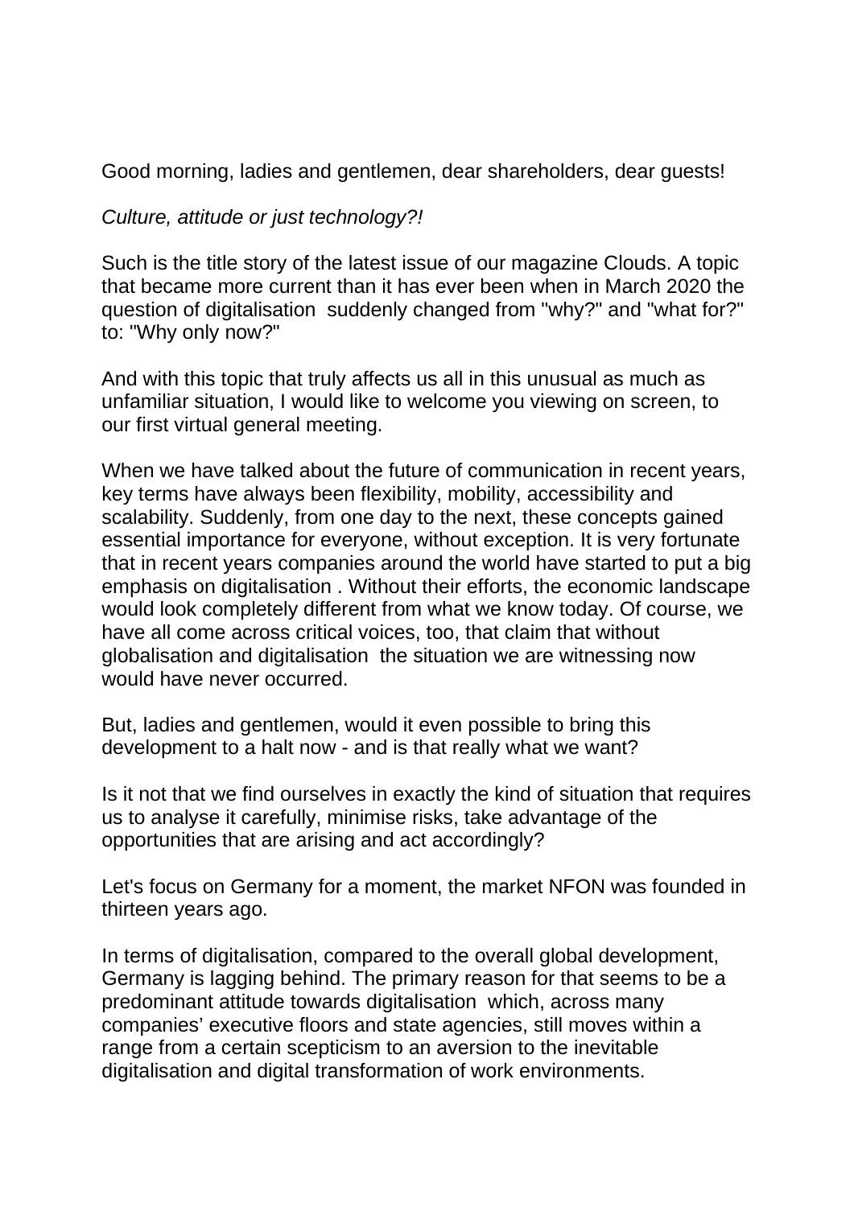Good morning, ladies and gentlemen, dear shareholders, dear guests!

*Culture, attitude or just technology?!*

Such is the title story of the latest issue of our magazine Clouds. A topic that became more current than it has ever been when in March 2020 the question of digitalisation suddenly changed from "why?" and "what for?" to: "Why only now?"

And with this topic that truly affects us all in this unusual as much as unfamiliar situation, I would like to welcome you viewing on screen, to our first virtual general meeting.

When we have talked about the future of communication in recent years, key terms have always been flexibility, mobility, accessibility and scalability. Suddenly, from one day to the next, these concepts gained essential importance for everyone, without exception. It is very fortunate that in recent years companies around the world have started to put a big emphasis on digitalisation . Without their efforts, the economic landscape would look completely different from what we know today. Of course, we have all come across critical voices, too, that claim that without globalisation and digitalisation the situation we are witnessing now would have never occurred.

But, ladies and gentlemen, would it even possible to bring this development to a halt now - and is that really what we want?

Is it not that we find ourselves in exactly the kind of situation that requires us to analyse it carefully, minimise risks, take advantage of the opportunities that are arising and act accordingly?

Let's focus on Germany for a moment, the market NFON was founded in thirteen years ago.

In terms of digitalisation, compared to the overall global development, Germany is lagging behind. The primary reason for that seems to be a predominant attitude towards digitalisation which, across many companies' executive floors and state agencies, still moves within a range from a certain scepticism to an aversion to the inevitable digitalisation and digital transformation of work environments.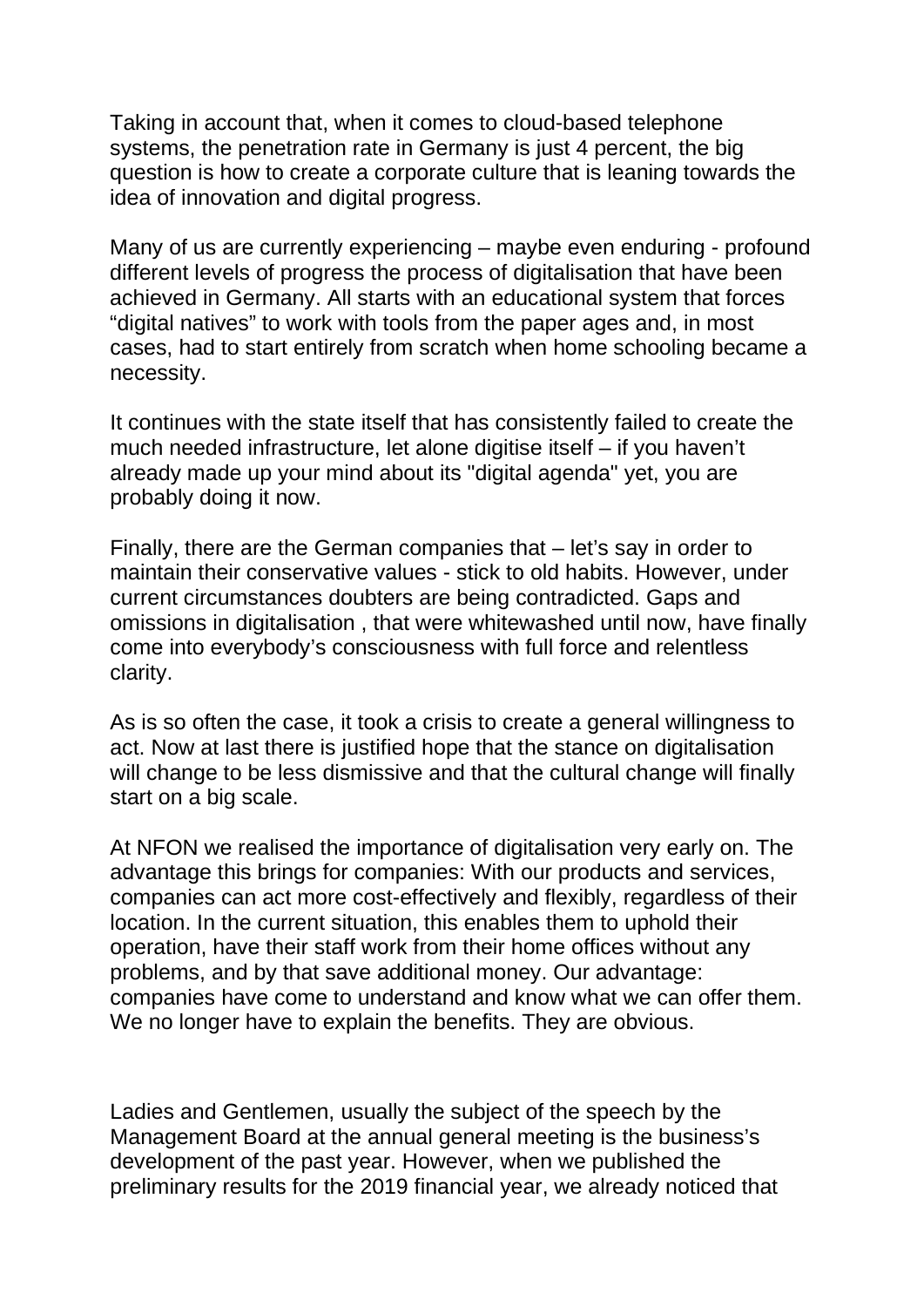Taking in account that, when it comes to cloud-based telephone systems, the penetration rate in Germany is just 4 percent, the big question is how to create a corporate culture that is leaning towards the idea of innovation and digital progress.

Many of us are currently experiencing – maybe even enduring - profound different levels of progress the process of digitalisation that have been achieved in Germany. All starts with an educational system that forces “digital natives” to work with tools from the paper ages and, in most cases, had to start entirely from scratch when home schooling became a necessity.

It continues with the state itself that has consistently failed to create the much needed infrastructure, let alone digitise itself – if you haven’t already made up your mind about its "digital agenda" yet, you are probably doing it now.

Finally, there are the German companies that – let’s say in order to maintain their conservative values - stick to old habits. However, under current circumstances doubters are being contradicted. Gaps and omissions in digitalisation , that were whitewashed until now, have finally come into everybody’s consciousness with full force and relentless clarity.

As is so often the case, it took a crisis to create a general willingness to act. Now at last there is justified hope that the stance on digitalisation will change to be less dismissive and that the cultural change will finally start on a big scale.

At NFON we realised the importance of digitalisation very early on. The advantage this brings for companies: With our products and services, companies can act more cost-effectively and flexibly, regardless of their location. In the current situation, this enables them to uphold their operation, have their staff work from their home offices without any problems, and by that save additional money. Our advantage: companies have come to understand and know what we can offer them. We no longer have to explain the benefits. They are obvious.

Ladies and Gentlemen, usually the subject of the speech by the Management Board at the annual general meeting is the business’s development of the past year. However, when we published the preliminary results for the 2019 financial year, we already noticed that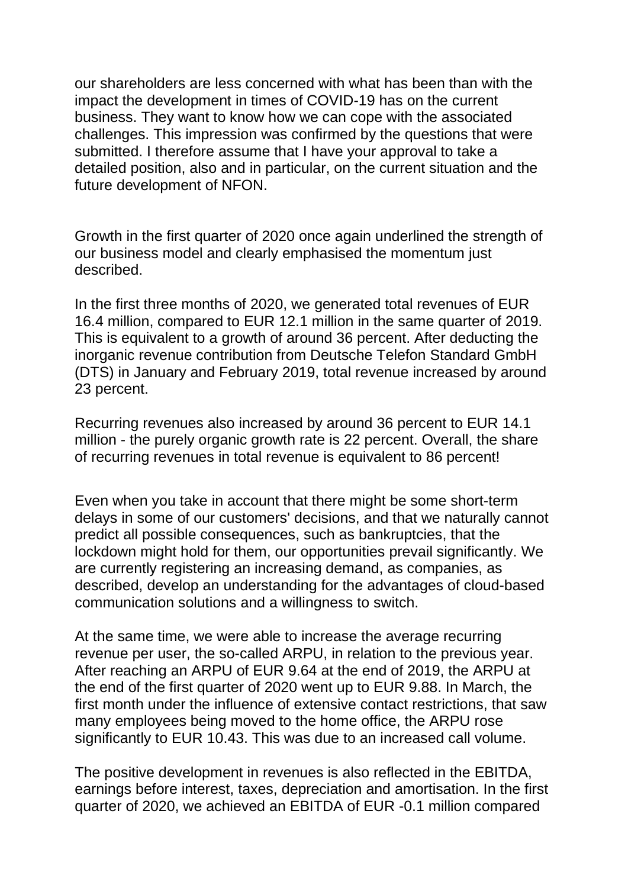our shareholders are less concerned with what has been than with the impact the development in times of COVID-19 has on the current business. They want to know how we can cope with the associated challenges. This impression was confirmed by the questions that were submitted. I therefore assume that I have your approval to take a detailed position, also and in particular, on the current situation and the future development of NFON.

Growth in the first quarter of 2020 once again underlined the strength of our business model and clearly emphasised the momentum just described.

In the first three months of 2020, we generated total revenues of EUR 16.4 million, compared to EUR 12.1 million in the same quarter of 2019. This is equivalent to a growth of around 36 percent. After deducting the inorganic revenue contribution from Deutsche Telefon Standard GmbH (DTS) in January and February 2019, total revenue increased by around 23 percent.

Recurring revenues also increased by around 36 percent to EUR 14.1 million - the purely organic growth rate is 22 percent. Overall, the share of recurring revenues in total revenue is equivalent to 86 percent!

Even when you take in account that there might be some short-term delays in some of our customers' decisions, and that we naturally cannot predict all possible consequences, such as bankruptcies, that the lockdown might hold for them, our opportunities prevail significantly. We are currently registering an increasing demand, as companies, as described, develop an understanding for the advantages of cloud-based communication solutions and a willingness to switch.

At the same time, we were able to increase the average recurring revenue per user, the so-called ARPU, in relation to the previous year. After reaching an ARPU of EUR 9.64 at the end of 2019, the ARPU at the end of the first quarter of 2020 went up to EUR 9.88. In March, the first month under the influence of extensive contact restrictions, that saw many employees being moved to the home office, the ARPU rose significantly to EUR 10.43. This was due to an increased call volume.

The positive development in revenues is also reflected in the EBITDA, earnings before interest, taxes, depreciation and amortisation. In the first quarter of 2020, we achieved an EBITDA of EUR -0.1 million compared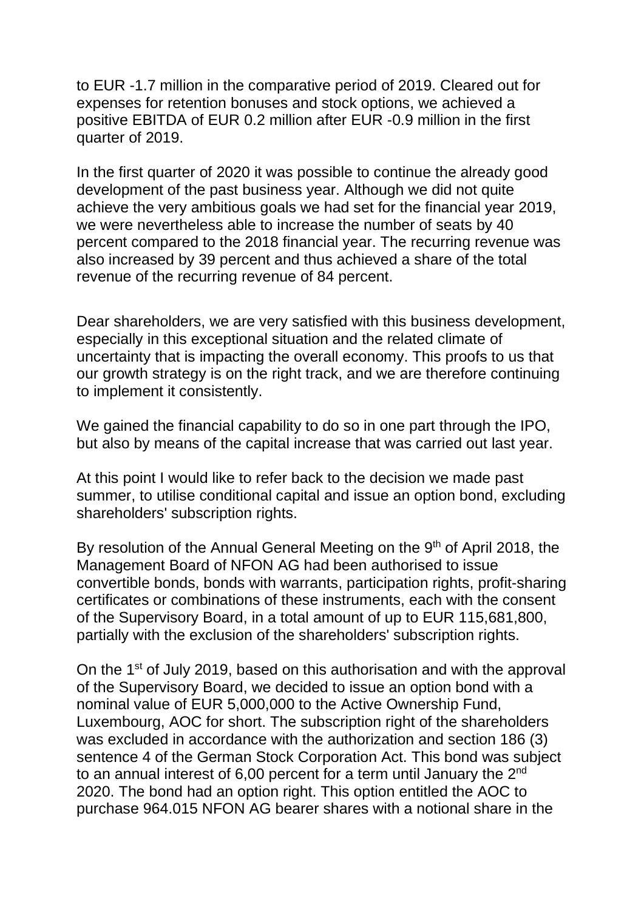to EUR -1.7 million in the comparative period of 2019. Cleared out for expenses for retention bonuses and stock options, we achieved a positive EBITDA of EUR 0.2 million after EUR -0.9 million in the first quarter of 2019.

In the first quarter of 2020 it was possible to continue the already good development of the past business year. Although we did not quite achieve the very ambitious goals we had set for the financial year 2019, we were nevertheless able to increase the number of seats by 40 percent compared to the 2018 financial year. The recurring revenue was also increased by 39 percent and thus achieved a share of the total revenue of the recurring revenue of 84 percent.

Dear shareholders, we are very satisfied with this business development, especially in this exceptional situation and the related climate of uncertainty that is impacting the overall economy. This proofs to us that our growth strategy is on the right track, and we are therefore continuing to implement it consistently.

We gained the financial capability to do so in one part through the IPO, but also by means of the capital increase that was carried out last year.

At this point I would like to refer back to the decision we made past summer, to utilise conditional capital and issue an option bond, excluding shareholders' subscription rights.

By resolution of the Annual General Meeting on the 9th of April 2018, the Management Board of NFON AG had been authorised to issue convertible bonds, bonds with warrants, participation rights, profit-sharing certificates or combinations of these instruments, each with the consent of the Supervisory Board, in a total amount of up to EUR 115,681,800, partially with the exclusion of the shareholders' subscription rights.

On the 1st of July 2019, based on this authorisation and with the approval of the Supervisory Board, we decided to issue an option bond with a nominal value of EUR 5,000,000 to the Active Ownership Fund, Luxembourg, AOC for short. The subscription right of the shareholders was excluded in accordance with the authorization and section 186 (3) sentence 4 of the German Stock Corporation Act. This bond was subject to an annual interest of 6,00 percent for a term until January the 2nd 2020. The bond had an option right. This option entitled the AOC to purchase 964.015 NFON AG bearer shares with a notional share in the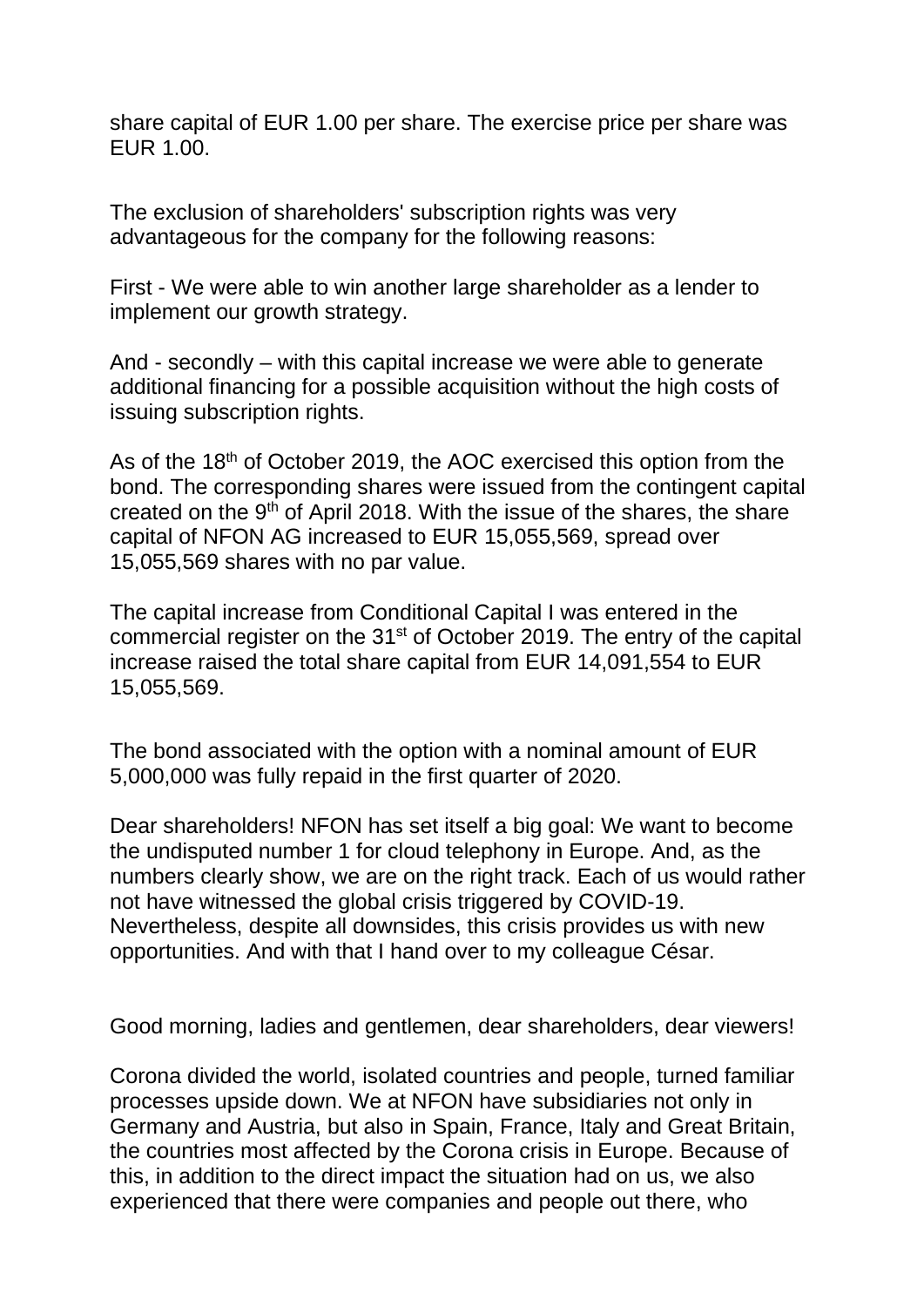share capital of EUR 1.00 per share. The exercise price per share was EUR 1.00.

The exclusion of shareholders' subscription rights was very advantageous for the company for the following reasons:

First - We were able to win another large shareholder as a lender to implement our growth strategy.

And - secondly – with this capital increase we were able to generate additional financing for a possible acquisition without the high costs of issuing subscription rights.

As of the 18th of October 2019, the AOC exercised this option from the bond. The corresponding shares were issued from the contingent capital created on the 9th of April 2018. With the issue of the shares, the share capital of NFON AG increased to EUR 15,055,569, spread over 15,055,569 shares with no par value.

The capital increase from Conditional Capital I was entered in the commercial register on the 31st of October 2019. The entry of the capital increase raised the total share capital from EUR 14,091,554 to EUR 15,055,569.

The bond associated with the option with a nominal amount of EUR 5,000,000 was fully repaid in the first quarter of 2020.

Dear shareholders! NFON has set itself a big goal: We want to become the undisputed number 1 for cloud telephony in Europe. And, as the numbers clearly show, we are on the right track. Each of us would rather not have witnessed the global crisis triggered by COVID-19. Nevertheless, despite all downsides, this crisis provides us with new opportunities. And with that I hand over to my colleague César.

Good morning, ladies and gentlemen, dear shareholders, dear viewers!

Corona divided the world, isolated countries and people, turned familiar processes upside down. We at NFON have subsidiaries not only in Germany and Austria, but also in Spain, France, Italy and Great Britain, the countries most affected by the Corona crisis in Europe. Because of this, in addition to the direct impact the situation had on us, we also experienced that there were companies and people out there, who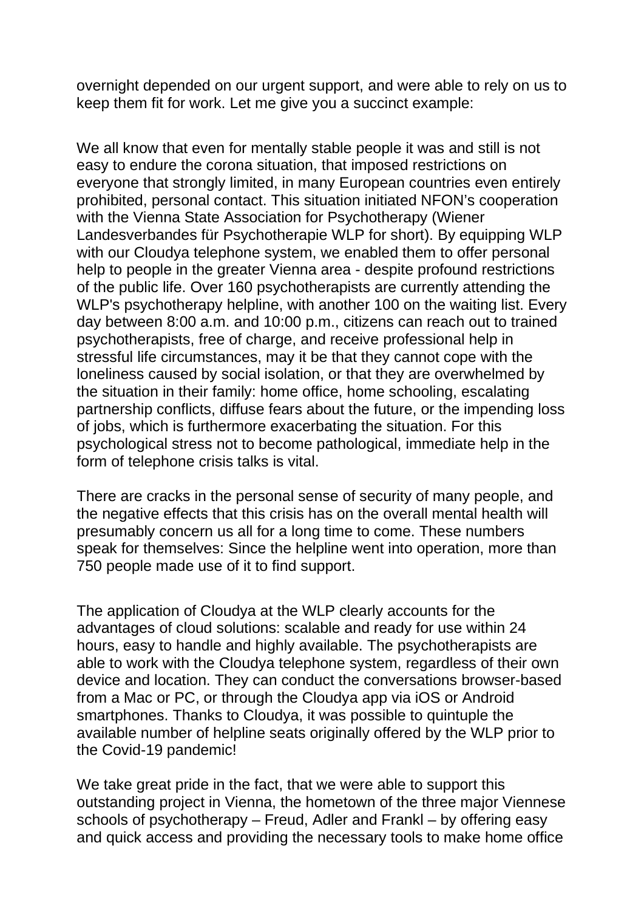overnight depended on our urgent support, and were able to rely on us to keep them fit for work. Let me give you a succinct example:

We all know that even for mentally stable people it was and still is not easy to endure the corona situation, that imposed restrictions on everyone that strongly limited, in many European countries even entirely prohibited, personal contact. This situation initiated NFON's cooperation with the Vienna State Association for Psychotherapy (Wiener Landesverbandes für Psychotherapie WLP for short). By equipping WLP with our Cloudya telephone system, we enabled them to offer personal help to people in the greater Vienna area - despite profound restrictions of the public life. Over 160 psychotherapists are currently attending the WLP's psychotherapy helpline, with another 100 on the waiting list. Every day between 8:00 a.m. and 10:00 p.m., citizens can reach out to trained psychotherapists, free of charge, and receive professional help in stressful life circumstances, may it be that they cannot cope with the loneliness caused by social isolation, or that they are overwhelmed by the situation in their family: home office, home schooling, escalating partnership conflicts, diffuse fears about the future, or the impending loss of jobs, which is furthermore exacerbating the situation. For this psychological stress not to become pathological, immediate help in the form of telephone crisis talks is vital.

There are cracks in the personal sense of security of many people, and the negative effects that this crisis has on the overall mental health will presumably concern us all for a long time to come. These numbers speak for themselves: Since the helpline went into operation, more than 750 people made use of it to find support.

The application of Cloudya at the WLP clearly accounts for the advantages of cloud solutions: scalable and ready for use within 24 hours, easy to handle and highly available. The psychotherapists are able to work with the Cloudya telephone system, regardless of their own device and location. They can conduct the conversations browser-based from a Mac or PC, or through the Cloudya app via iOS or Android smartphones. Thanks to Cloudya, it was possible to quintuple the available number of helpline seats originally offered by the WLP prior to the Covid-19 pandemic!

We take great pride in the fact, that we were able to support this outstanding project in Vienna, the hometown of the three major Viennese schools of psychotherapy – Freud, Adler and Frankl – by offering easy and quick access and providing the necessary tools to make home office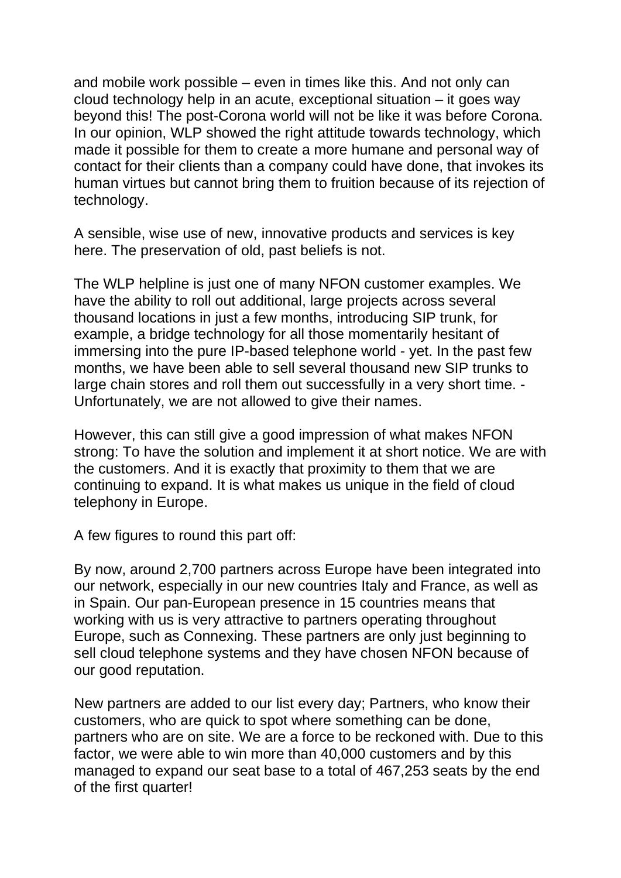and mobile work possible – even in times like this. And not only can cloud technology help in an acute, exceptional situation – it goes way beyond this! The post-Corona world will not be like it was before Corona. In our opinion, WLP showed the right attitude towards technology, which made it possible for them to create a more humane and personal way of contact for their clients than a company could have done, that invokes its human virtues but cannot bring them to fruition because of its rejection of technology.

A sensible, wise use of new, innovative products and services is key here. The preservation of old, past beliefs is not.

The WLP helpline is just one of many NFON customer examples. We have the ability to roll out additional, large projects across several thousand locations in just a few months, introducing SIP trunk, for example, a bridge technology for all those momentarily hesitant of immersing into the pure IP-based telephone world - yet. In the past few months, we have been able to sell several thousand new SIP trunks to large chain stores and roll them out successfully in a very short time. - Unfortunately, we are not allowed to give their names.

However, this can still give a good impression of what makes NFON strong: To have the solution and implement it at short notice. We are with the customers. And it is exactly that proximity to them that we are continuing to expand. It is what makes us unique in the field of cloud telephony in Europe.

A few figures to round this part off:

By now, around 2,700 partners across Europe have been integrated into our network, especially in our new countries Italy and France, as well as in Spain. Our pan-European presence in 15 countries means that working with us is very attractive to partners operating throughout Europe, such as Connexing. These partners are only just beginning to sell cloud telephone systems and they have chosen NFON because of our good reputation.

New partners are added to our list every day; Partners, who know their customers, who are quick to spot where something can be done, partners who are on site. We are a force to be reckoned with. Due to this factor, we were able to win more than 40,000 customers and by this managed to expand our seat base to a total of 467,253 seats by the end of the first quarter!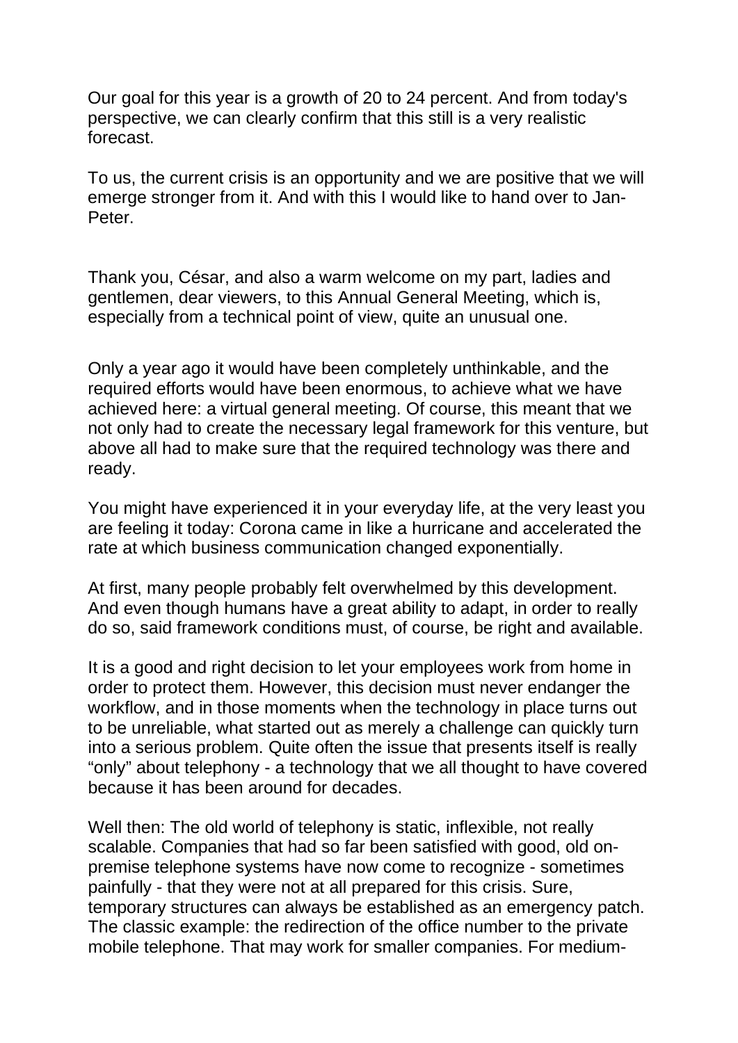Our goal for this year is a growth of 20 to 24 percent. And from today's perspective, we can clearly confirm that this still is a very realistic forecast.

To us, the current crisis is an opportunity and we are positive that we will emerge stronger from it. And with this I would like to hand over to Jan-Peter.

Thank you, César, and also a warm welcome on my part, ladies and gentlemen, dear viewers, to this Annual General Meeting, which is, especially from a technical point of view, quite an unusual one.

Only a year ago it would have been completely unthinkable, and the required efforts would have been enormous, to achieve what we have achieved here: a virtual general meeting. Of course, this meant that we not only had to create the necessary legal framework for this venture, but above all had to make sure that the required technology was there and ready.

You might have experienced it in your everyday life, at the very least you are feeling it today: Corona came in like a hurricane and accelerated the rate at which business communication changed exponentially.

At first, many people probably felt overwhelmed by this development. And even though humans have a great ability to adapt, in order to really do so, said framework conditions must, of course, be right and available.

It is a good and right decision to let your employees work from home in order to protect them. However, this decision must never endanger the workflow, and in those moments when the technology in place turns out to be unreliable, what started out as merely a challenge can quickly turn into a serious problem. Quite often the issue that presents itself is really "only" about telephony - a technology that we all thought to have covered because it has been around for decades.

Well then: The old world of telephony is static, inflexible, not really scalable. Companies that had so far been satisfied with good, old on-premise telephone systems have now come to recognize - sometimes painfully - that they were not at all prepared for this crisis. Sure, temporary structures can always be established as an emergency patch. The classic example: the redirection of the office number to the private mobile telephone. That may work for smaller companies. For medium-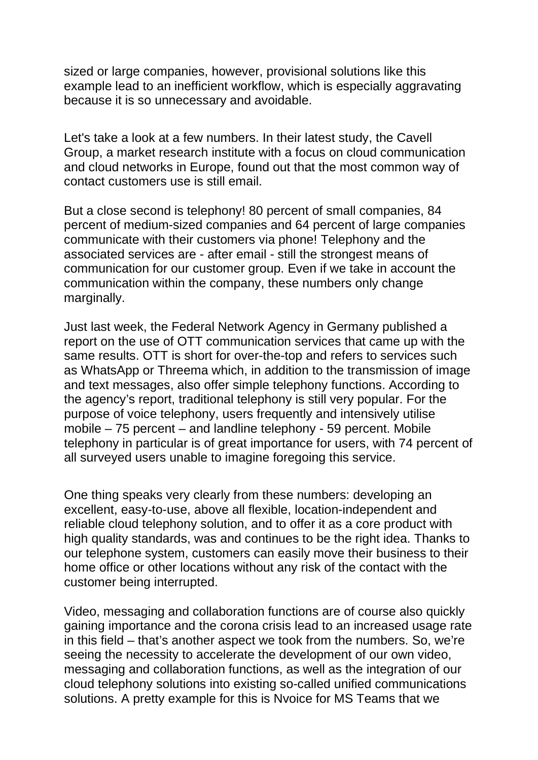sized or large companies, however, provisional solutions like this example lead to an inefficient workflow, which is especially aggravating because it is so unnecessary and avoidable.

Let's take a look at a few numbers. In their latest study, the Cavell Group, a market research institute with a focus on cloud communication and cloud networks in Europe, found out that the most common way of contact customers use is still email.

But a close second is telephony! 80 percent of small companies, 84 percent of medium-sized companies and 64 percent of large companies communicate with their customers via phone! Telephony and the associated services are - after email - still the strongest means of communication for our customer group. Even if we take in account the communication within the company, these numbers only change marginally.

Just last week, the Federal Network Agency in Germany published a report on the use of OTT communication services that came up with the same results. OTT is short for over-the-top and refers to services such as WhatsApp or Threema which, in addition to the transmission of image and text messages, also offer simple telephony functions. According to the agency's report, traditional telephony is still very popular. For the purpose of voice telephony, users frequently and intensively utilise mobile – 75 percent – and landline telephony - 59 percent. Mobile telephony in particular is of great importance for users, with 74 percent of all surveyed users unable to imagine foregoing this service.

One thing speaks very clearly from these numbers: developing an excellent, easy-to-use, above all flexible, location-independent and reliable cloud telephony solution, and to offer it as a core product with high quality standards, was and continues to be the right idea. Thanks to our telephone system, customers can easily move their business to their home office or other locations without any risk of the contact with the customer being interrupted.

Video, messaging and collaboration functions are of course also quickly gaining importance and the corona crisis lead to an increased usage rate in this field – that's another aspect we took from the numbers. So, we're seeing the necessity to accelerate the development of our own video, messaging and collaboration functions, as well as the integration of our cloud telephony solutions into existing so-called unified communications solutions. A pretty example for this is Nvoice for MS Teams that we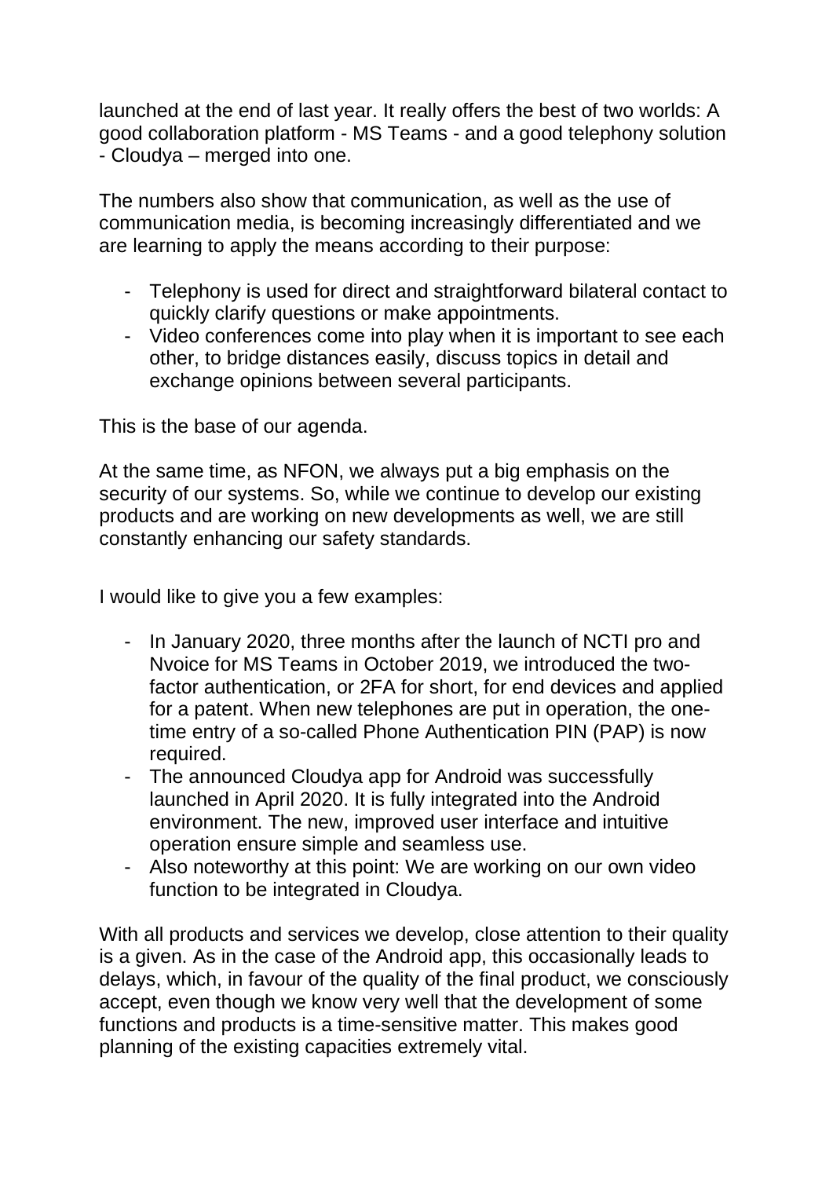launched at the end of last year. It really offers the best of two worlds: A good collaboration platform - MS Teams - and a good telephony solution - Cloudya – merged into one.

The numbers also show that communication, as well as the use of communication media, is becoming increasingly differentiated and we are learning to apply the means according to their purpose:

- Telephony is used for direct and straightforward bilateral contact to quickly clarify questions or make appointments.
- Video conferences come into play when it is important to see each other, to bridge distances easily, discuss topics in detail and exchange opinions between several participants.

This is the base of our agenda.

At the same time, as NFON, we always put a big emphasis on the security of our systems. So, while we continue to develop our existing products and are working on new developments as well, we are still constantly enhancing our safety standards.

I would like to give you a few examples:

- In January 2020, three months after the launch of NCTI pro and Nvoice for MS Teams in October 2019, we introduced the two-factor authentication, or 2FA for short, for end devices and applied for a patent. When new telephones are put in operation, the one-time entry of a so-called Phone Authentication PIN (PAP) is now required.
- The announced Cloudya app for Android was successfully launched in April 2020. It is fully integrated into the Android environment. The new, improved user interface and intuitive operation ensure simple and seamless use.
- Also noteworthy at this point: We are working on our own video function to be integrated in Cloudya.

With all products and services we develop, close attention to their quality is a given. As in the case of the Android app, this occasionally leads to delays, which, in favour of the quality of the final product, we consciously accept, even though we know very well that the development of some functions and products is a time-sensitive matter. This makes good planning of the existing capacities extremely vital.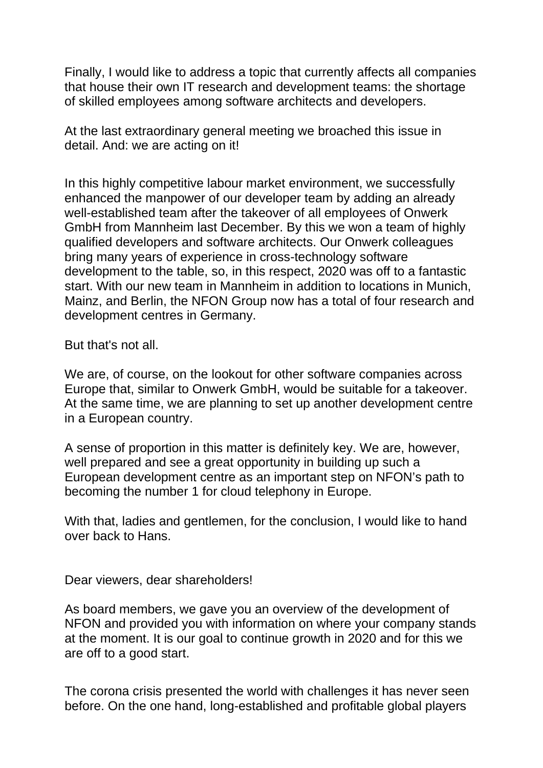Finally, I would like to address a topic that currently affects all companies that house their own IT research and development teams: the shortage of skilled employees among software architects and developers.

At the last extraordinary general meeting we broached this issue in detail. And: we are acting on it!

In this highly competitive labour market environment, we successfully enhanced the manpower of our developer team by adding an already well-established team after the takeover of all employees of Onwerk GmbH from Mannheim last December. By this we won a team of highly qualified developers and software architects. Our Onwerk colleagues bring many years of experience in cross-technology software development to the table, so, in this respect, 2020 was off to a fantastic start. With our new team in Mannheim in addition to locations in Munich, Mainz, and Berlin, the NFON Group now has a total of four research and development centres in Germany.

But that's not all.

We are, of course, on the lookout for other software companies across Europe that, similar to Onwerk GmbH, would be suitable for a takeover. At the same time, we are planning to set up another development centre in a European country.

A sense of proportion in this matter is definitely key. We are, however, well prepared and see a great opportunity in building up such a European development centre as an important step on NFON's path to becoming the number 1 for cloud telephony in Europe.

With that, ladies and gentlemen, for the conclusion, I would like to hand over back to Hans.

Dear viewers, dear shareholders!

As board members, we gave you an overview of the development of NFON and provided you with information on where your company stands at the moment. It is our goal to continue growth in 2020 and for this we are off to a good start.

The corona crisis presented the world with challenges it has never seen before. On the one hand, long-established and profitable global players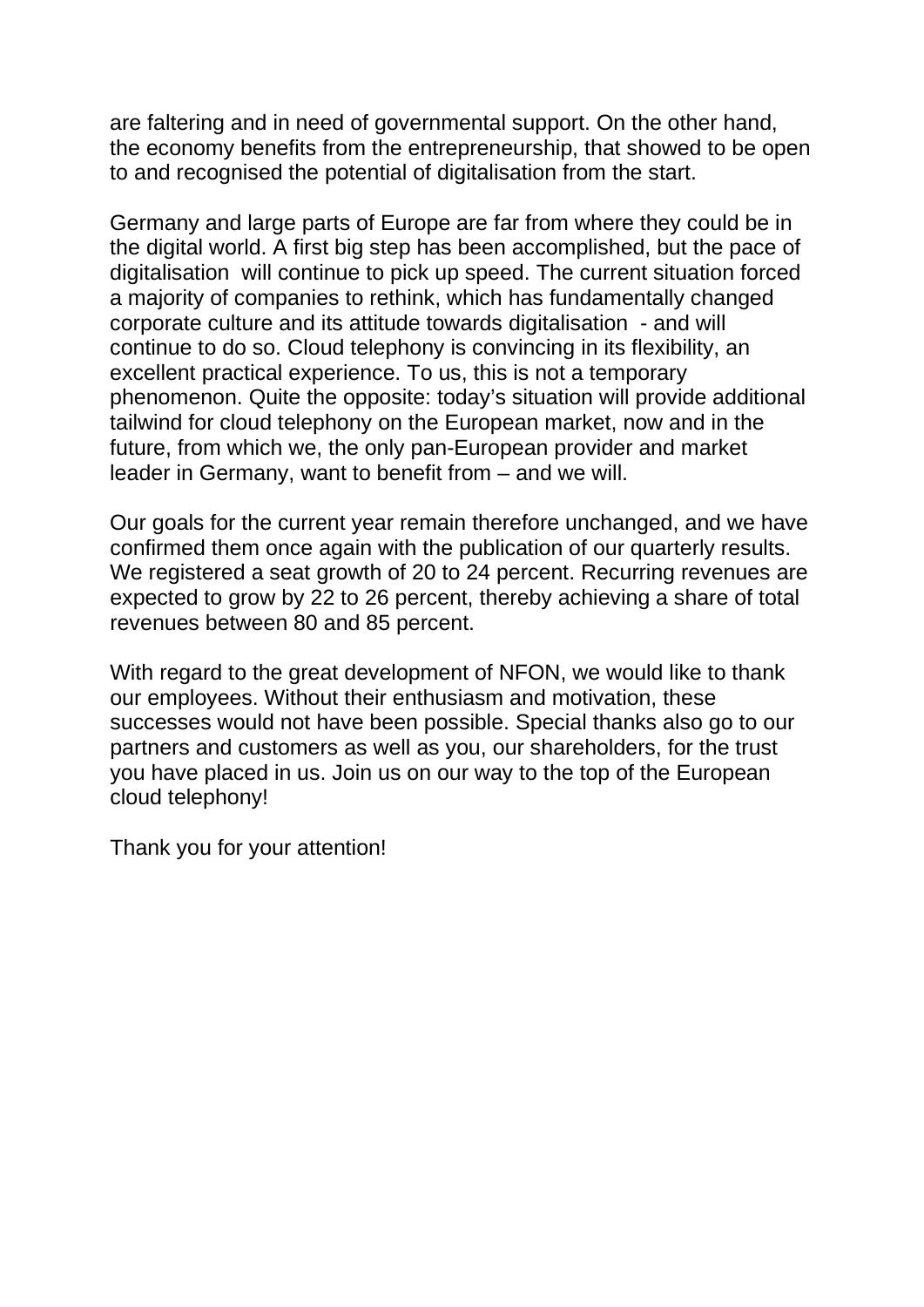are faltering and in need of governmental support. On the other hand, the economy benefits from the entrepreneurship, that showed to be open to and recognised the potential of digitalisation from the start.

Germany and large parts of Europe are far from where they could be in the digital world. A first big step has been accomplished, but the pace of digitalisation will continue to pick up speed. The current situation forced a majority of companies to rethink, which has fundamentally changed corporate culture and its attitude towards digitalisation - and will continue to do so. Cloud telephony is convincing in its flexibility, an excellent practical experience. To us, this is not a temporary phenomenon. Quite the opposite: today's situation will provide additional tailwind for cloud telephony on the European market, now and in the future, from which we, the only pan-European provider and market leader in Germany, want to benefit from – and we will.

Our goals for the current year remain therefore unchanged, and we have confirmed them once again with the publication of our quarterly results. We registered a seat growth of 20 to 24 percent. Recurring revenues are expected to grow by 22 to 26 percent, thereby achieving a share of total revenues between 80 and 85 percent.

With regard to the great development of NFON, we would like to thank our employees. Without their enthusiasm and motivation, these successes would not have been possible. Special thanks also go to our partners and customers as well as you, our shareholders, for the trust you have placed in us. Join us on our way to the top of the European cloud telephony!

Thank you for your attention!